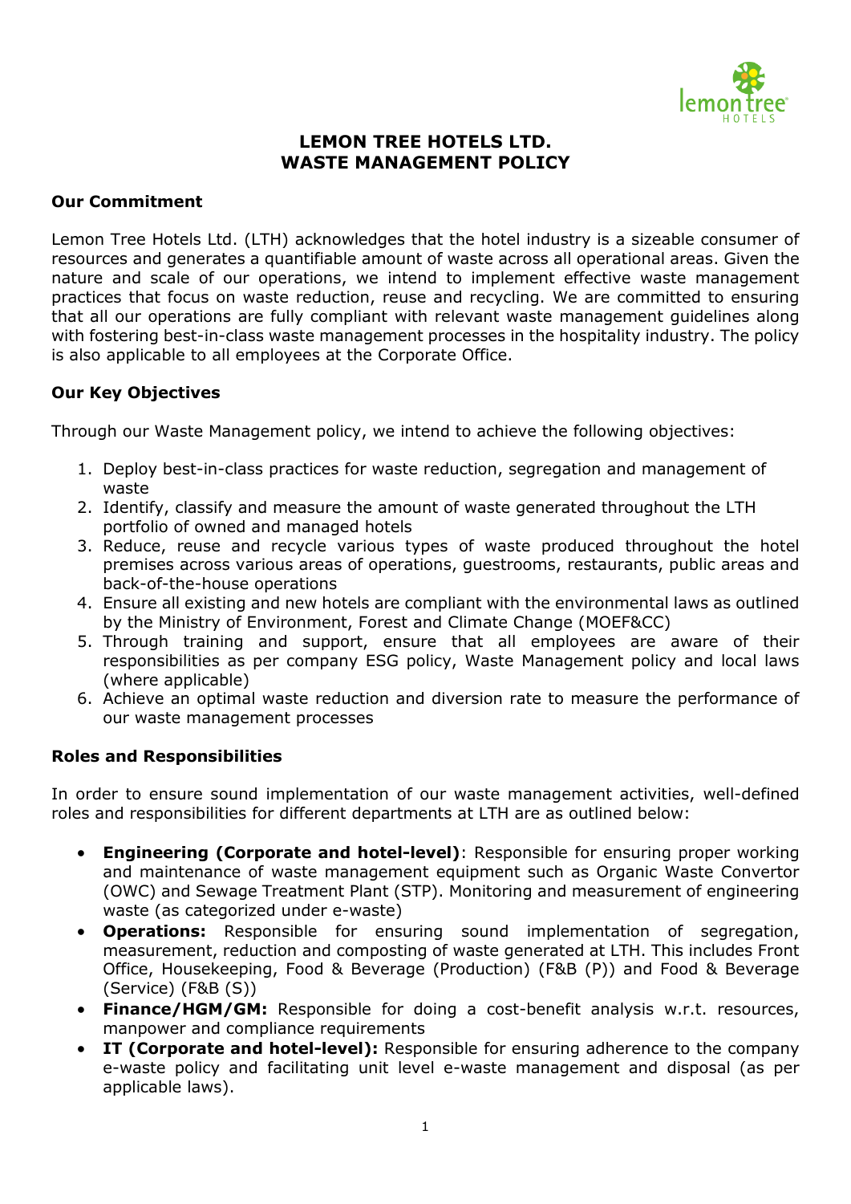# LEMON TREE HOTELS LTD.
# WASTE MANAGEMENT POLICY

## Our Commitment

Lemon Tree Hotels Ltd. (LTH) acknowledges that the hotel industry is a sizeable consumer of resources and generates a quantifiable amount of waste across all operational areas. Given the nature and scale of our operations, we intend to implement effective waste management practices that focus on waste reduction, reuse and recycling. We are committed to ensuring that all our operations are fully compliant with relevant waste management guidelines along with fostering best-in-class waste management processes in the hospitality industry. The policy is also applicable to all employees at the Corporate Office.

## Our Key Objectives

Through our Waste Management policy, we intend to achieve the following objectives:

1. Deploy best-in-class practices for waste reduction, segregation and management of waste
2. Identify, classify and measure the amount of waste generated throughout the LTH portfolio of owned and managed hotels
3. Reduce, reuse and recycle various types of waste produced throughout the hotel premises across various areas of operations, guestrooms, restaurants, public areas and back-of-the-house operations
4. Ensure all existing and new hotels are compliant with the environmental laws as outlined by the Ministry of Environment, Forest and Climate Change (MOEF&CC)
5. Through training and support, ensure that all employees are aware of their responsibilities as per company ESG policy, Waste Management policy and local laws (where applicable)
6. Achieve an optimal waste reduction and diversion rate to measure the performance of our waste management processes

## Roles and Responsibilities

In order to ensure sound implementation of our waste management activities, well-defined roles and responsibilities for different departments at LTH are as outlined below:

- **Engineering (Corporate and hotel-level)**: Responsible for ensuring proper working and maintenance of waste management equipment such as Organic Waste Convertor (OWC) and Sewage Treatment Plant (STP). Monitoring and measurement of engineering waste (as categorized under e-waste)
- **Operations:** Responsible for ensuring sound implementation of segregation, measurement, reduction and composting of waste generated at LTH. This includes Front Office, Housekeeping, Food & Beverage (Production) (F&B (P)) and Food & Beverage (Service) (F&B (S))
- **Finance/HGM/GM:** Responsible for doing a cost-benefit analysis w.r.t. resources, manpower and compliance requirements
- **IT (Corporate and hotel-level):** Responsible for ensuring adherence to the company e-waste policy and facilitating unit level e-waste management and disposal (as per applicable laws).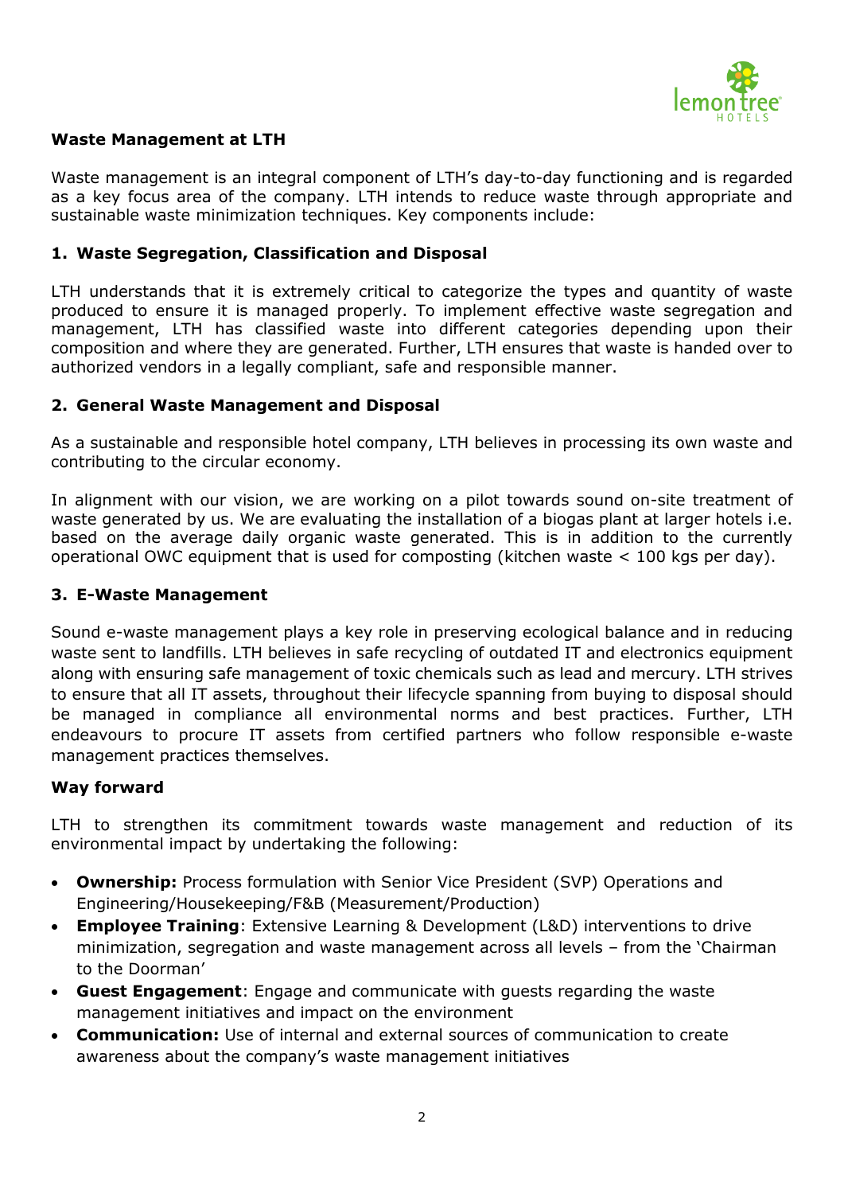**Waste Management at LTH**

Waste management is an integral component of LTH's day-to-day functioning and is regarded as a key focus area of the company. LTH intends to reduce waste through appropriate and sustainable waste minimization techniques. Key components include:

**1. Waste Segregation, Classification and Disposal**

LTH understands that it is extremely critical to categorize the types and quantity of waste produced to ensure it is managed properly. To implement effective waste segregation and management, LTH has classified waste into different categories depending upon their composition and where they are generated. Further, LTH ensures that waste is handed over to authorized vendors in a legally compliant, safe and responsible manner.

**2. General Waste Management and Disposal**

As a sustainable and responsible hotel company, LTH believes in processing its own waste and contributing to the circular economy.

In alignment with our vision, we are working on a pilot towards sound on-site treatment of waste generated by us. We are evaluating the installation of a biogas plant at larger hotels i.e. based on the average daily organic waste generated. This is in addition to the currently operational OWC equipment that is used for composting (kitchen waste < 100 kgs per day).

**3. E-Waste Management**

Sound e-waste management plays a key role in preserving ecological balance and in reducing waste sent to landfills. LTH believes in safe recycling of outdated IT and electronics equipment along with ensuring safe management of toxic chemicals such as lead and mercury. LTH strives to ensure that all IT assets, throughout their lifecycle spanning from buying to disposal should be managed in compliance all environmental norms and best practices. Further, LTH endeavours to procure IT assets from certified partners who follow responsible e-waste management practices themselves.

**Way forward**

LTH to strengthen its commitment towards waste management and reduction of its environmental impact by undertaking the following:

- **Ownership:** Process formulation with Senior Vice President (SVP) Operations and Engineering/Housekeeping/F&B (Measurement/Production)
- **Employee Training**: Extensive Learning & Development (L&D) interventions to drive minimization, segregation and waste management across all levels – from the 'Chairman to the Doorman'
- **Guest Engagement**: Engage and communicate with guests regarding the waste management initiatives and impact on the environment
- **Communication:** Use of internal and external sources of communication to create awareness about the company's waste management initiatives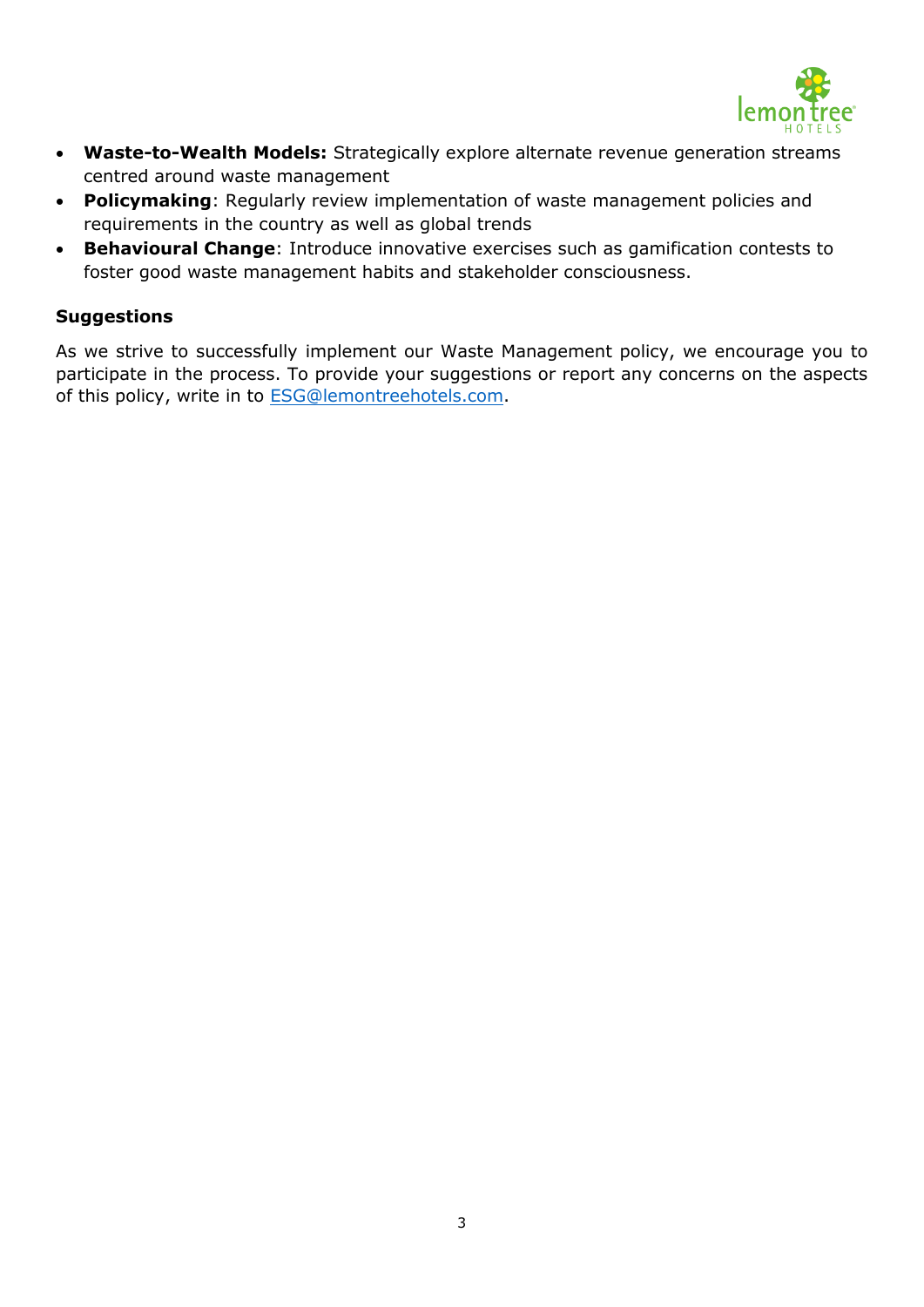- **Waste-to-Wealth Models:** Strategically explore alternate revenue generation streams centred around waste management
- **Policymaking**: Regularly review implementation of waste management policies and requirements in the country as well as global trends
- **Behavioural Change**: Introduce innovative exercises such as gamification contests to foster good waste management habits and stakeholder consciousness.

**Suggestions**

As we strive to successfully implement our Waste Management policy, we encourage you to participate in the process. To provide your suggestions or report any concerns on the aspects of this policy, write in to ESG@lemontreehotels.com.